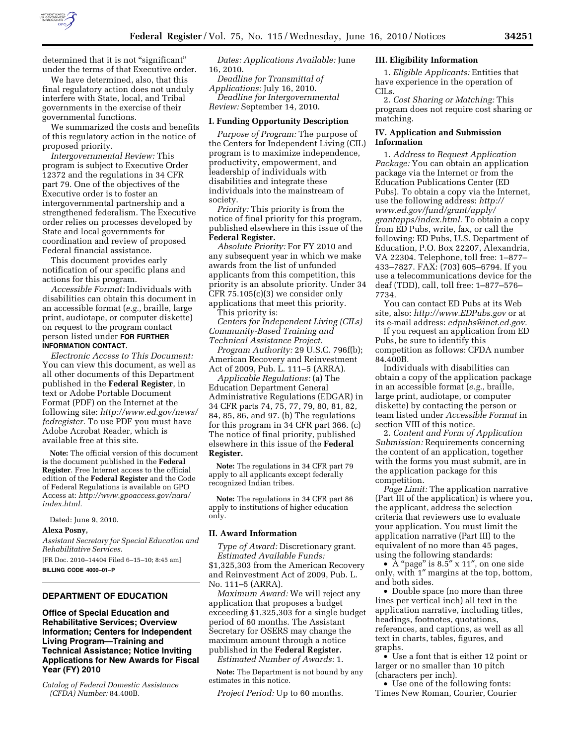determined that it is not "significant" under the terms of that Executive order.

We have determined, also, that this final regulatory action does not unduly interfere with State, local, and Tribal governments in the exercise of their governmental functions.

We summarized the costs and benefits of this regulatory action in the notice of proposed priority.

*Intergovernmental Review:* This program is subject to Executive Order 12372 and the regulations in 34 CFR part 79. One of the objectives of the Executive order is to foster an intergovernmental partnership and a strengthened federalism. The Executive order relies on processes developed by State and local governments for coordination and review of proposed Federal financial assistance.

This document provides early notification of our specific plans and actions for this program.

*Accessible Format:* Individuals with disabilities can obtain this document in an accessible format (*e.g.,* braille, large print, audiotape, or computer diskette) on request to the program contact person listed under **FOR FURTHER INFORMATION CONTACT**.

*Electronic Access to This Document:* You can view this document, as well as all other documents of this Department published in the **Federal Register**, in text or Adobe Portable Document Format (PDF) on the Internet at the following site: *http://www.ed.gov/news/fedregister*. To use PDF you must have Adobe Acrobat Reader, which is available free at this site.

**Note:** The official version of this document is the document published in the **Federal Register**. Free Internet access to the official edition of the **Federal Register** and the Code of Federal Regulations is available on GPO Access at: *http://www.gpoaccess.gov/nara/index.html.*

Dated: June 9, 2010.

**Alexa Posny,**

*Assistant Secretary for Special Education and Rehabilitative Services.*

[FR Doc. 2010–14404 Filed 6–15–10; 8:45 am]

**BILLING CODE 4000–01–P**

## DEPARTMENT OF EDUCATION

### Office of Special Education and Rehabilitative Services; Overview Information; Centers for Independent Living Program—Training and Technical Assistance; Notice Inviting Applications for New Awards for Fiscal Year (FY) 2010

*Catalog of Federal Domestic Assistance (CFDA) Number:* 84.400B.

*Dates: Applications Available:* June 16, 2010.

*Deadline for Transmittal of Applications:* July 16, 2010.

*Deadline for Intergovernmental Review:* September 14, 2010.

### I. Funding Opportunity Description

*Purpose of Program:* The purpose of the Centers for Independent Living (CIL) program is to maximize independence, productivity, empowerment, and leadership of individuals with disabilities and integrate these individuals into the mainstream of society.

*Priority:* This priority is from the notice of final priority for this program, published elsewhere in this issue of the **Federal Register.**

*Absolute Priority:* For FY 2010 and any subsequent year in which we make awards from the list of unfunded applicants from this competition, this priority is an absolute priority. Under 34 CFR 75.105(c)(3) we consider only applications that meet this priority.

This priority is:

*Centers for Independent Living (CILs) Community-Based Training and Technical Assistance Project.*

*Program Authority:* 29 U.S.C. 796f(b); American Recovery and Reinvestment Act of 2009, Pub. L. 111–5 (ARRA).

*Applicable Regulations:* (a) The Education Department General Administrative Regulations (EDGAR) in 34 CFR parts 74, 75, 77, 79, 80, 81, 82, 84, 85, 86, and 97. (b) The regulations for this program in 34 CFR part 366. (c) The notice of final priority, published elsewhere in this issue of the **Federal Register.**

**Note:** The regulations in 34 CFR part 79 apply to all applicants except federally recognized Indian tribes.

**Note:** The regulations in 34 CFR part 86 apply to institutions of higher education only.

### II. Award Information

*Type of Award:* Discretionary grant.

*Estimated Available Funds:* $1,325,303 from the American Recovery and Reinvestment Act of 2009, Pub. L. No. 111–5 (ARRA).

*Maximum Award:* We will reject any application that proposes a budget exceeding $1,325,303 for a single budget period of 60 months. The Assistant Secretary for OSERS may change the maximum amount through a notice published in the **Federal Register.**

*Estimated Number of Awards:* 1.

**Note:** The Department is not bound by any estimates in this notice.

*Project Period:* Up to 60 months.

### III. Eligibility Information

1. *Eligible Applicants:* Entities that have experience in the operation of CILs.

2. *Cost Sharing or Matching:* This program does not require cost sharing or matching.

### IV. Application and Submission Information

1. *Address to Request Application Package:* You can obtain an application package via the Internet or from the Education Publications Center (ED Pubs). To obtain a copy via the Internet, use the following address: *http://www.ed.gov/fund/grant/apply/grantapps/index.html*. To obtain a copy from ED Pubs, write, fax, or call the following: ED Pubs, U.S. Department of Education, P.O. Box 22207, Alexandria, VA 22304. Telephone, toll free: 1–877–433–7827. FAX: (703) 605–6794. If you use a telecommunications device for the deaf (TDD), call, toll free: 1–877–576–7734.

You can contact ED Pubs at its Web site, also: *http://www.EDPubs.gov* or at its e-mail address: *edpubs@inet.ed.gov.*

If you request an application from ED Pubs, be sure to identify this competition as follows: CFDA number 84.400B.

Individuals with disabilities can obtain a copy of the application package in an accessible format (*e.g.,* braille, large print, audiotape, or computer diskette) by contacting the person or team listed under *Accessible Format* in section VIII of this notice.

2. *Content and Form of Application Submission:* Requirements concerning the content of an application, together with the forms you must submit, are in the application package for this competition.

*Page Limit:* The application narrative (Part III of the application) is where you, the applicant, address the selection criteria that reviewers use to evaluate your application. You must limit the application narrative (Part III) to the equivalent of no more than 45 pages, using the following standards:

- A "page" is 8.5″ x 11″, on one side only, with 1″ margins at the top, bottom, and both sides.
- Double space (no more than three lines per vertical inch) all text in the application narrative, including titles, headings, footnotes, quotations, references, and captions, as well as all text in charts, tables, figures, and graphs.
- Use a font that is either 12 point or larger or no smaller than 10 pitch (characters per inch).
- Use one of the following fonts: Times New Roman, Courier, Courier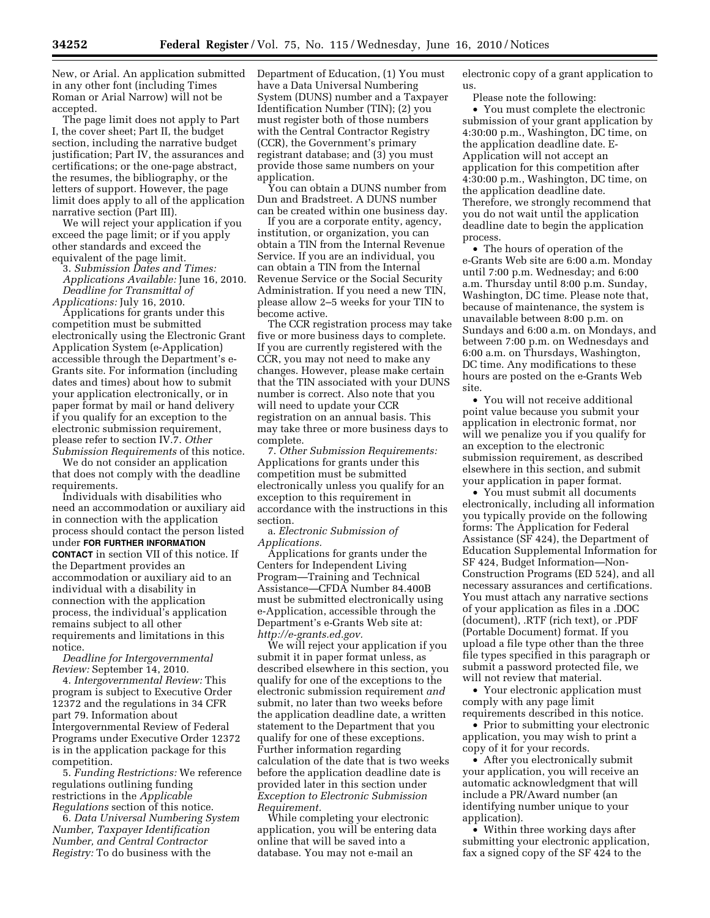New, or Arial. An application submitted in any other font (including Times Roman or Arial Narrow) will not be accepted.

The page limit does not apply to Part I, the cover sheet; Part II, the budget section, including the narrative budget justification; Part IV, the assurances and certifications; or the one-page abstract, the resumes, the bibliography, or the letters of support. However, the page limit does apply to all of the application narrative section (Part III).

We will reject your application if you exceed the page limit; or if you apply other standards and exceed the equivalent of the page limit.

3. *Submission Dates and Times:* *Applications Available:* June 16, 2010. *Deadline for Transmittal of Applications:* July 16, 2010.

Applications for grants under this competition must be submitted electronically using the Electronic Grant Application System (e-Application) accessible through the Department's e-Grants site. For information (including dates and times) about how to submit your application electronically, or in paper format by mail or hand delivery if you qualify for an exception to the electronic submission requirement, please refer to section IV.7. *Other Submission Requirements* of this notice.

We do not consider an application that does not comply with the deadline requirements.

Individuals with disabilities who need an accommodation or auxiliary aid in connection with the application process should contact the person listed under **FOR FURTHER INFORMATION CONTACT** in section VII of this notice. If the Department provides an accommodation or auxiliary aid to an individual with a disability in connection with the application process, the individual's application remains subject to all other requirements and limitations in this notice.

*Deadline for Intergovernmental Review:* September 14, 2010.

4. *Intergovernmental Review:* This program is subject to Executive Order 12372 and the regulations in 34 CFR part 79. Information about Intergovernmental Review of Federal Programs under Executive Order 12372 is in the application package for this competition.

5. *Funding Restrictions:* We reference regulations outlining funding restrictions in the *Applicable Regulations* section of this notice.

6. *Data Universal Numbering System Number, Taxpayer Identification Number, and Central Contractor Registry:* To do business with the Department of Education, (1) You must have a Data Universal Numbering System (DUNS) number and a Taxpayer Identification Number (TIN); (2) you must register both of those numbers with the Central Contractor Registry (CCR), the Government's primary registrant database; and (3) you must provide those same numbers on your application.

You can obtain a DUNS number from Dun and Bradstreet. A DUNS number can be created within one business day.

If you are a corporate entity, agency, institution, or organization, you can obtain a TIN from the Internal Revenue Service. If you are an individual, you can obtain a TIN from the Internal Revenue Service or the Social Security Administration. If you need a new TIN, please allow 2–5 weeks for your TIN to become active.

The CCR registration process may take five or more business days to complete. If you are currently registered with the CCR, you may not need to make any changes. However, please make certain that the TIN associated with your DUNS number is correct. Also note that you will need to update your CCR registration on an annual basis. This may take three or more business days to complete.

7. *Other Submission Requirements:* Applications for grants under this competition must be submitted electronically unless you qualify for an exception to this requirement in accordance with the instructions in this section.

a. *Electronic Submission of Applications.*

Applications for grants under the Centers for Independent Living Program—Training and Technical Assistance—CFDA Number 84.400B must be submitted electronically using e-Application, accessible through the Department's e-Grants Web site at: *http://e-grants.ed.gov.*

We will reject your application if you submit it in paper format unless, as described elsewhere in this section, you qualify for one of the exceptions to the electronic submission requirement *and* submit, no later than two weeks before the application deadline date, a written statement to the Department that you qualify for one of these exceptions. Further information regarding calculation of the date that is two weeks before the application deadline date is provided later in this section under *Exception to Electronic Submission Requirement.*

While completing your electronic application, you will be entering data online that will be saved into a database. You may not e-mail an electronic copy of a grant application to us.

Please note the following:

- You must complete the electronic submission of your grant application by 4:30:00 p.m., Washington, DC time, on the application deadline date. E-Application will not accept an application for this competition after 4:30:00 p.m., Washington, DC time, on the application deadline date. Therefore, we strongly recommend that you do not wait until the application deadline date to begin the application process.
- The hours of operation of the e-Grants Web site are 6:00 a.m. Monday until 7:00 p.m. Wednesday; and 6:00 a.m. Thursday until 8:00 p.m. Sunday, Washington, DC time. Please note that, because of maintenance, the system is unavailable between 8:00 p.m. on Sundays and 6:00 a.m. on Mondays, and between 7:00 p.m. on Wednesdays and 6:00 a.m. on Thursdays, Washington, DC time. Any modifications to these hours are posted on the e-Grants Web site.
- You will not receive additional point value because you submit your application in electronic format, nor will we penalize you if you qualify for an exception to the electronic submission requirement, as described elsewhere in this section, and submit your application in paper format.
- You must submit all documents electronically, including all information you typically provide on the following forms: The Application for Federal Assistance (SF 424), the Department of Education Supplemental Information for SF 424, Budget Information—Non-Construction Programs (ED 524), and all necessary assurances and certifications. You must attach any narrative sections of your application as files in a .DOC (document), .RTF (rich text), or .PDF (Portable Document) format. If you upload a file type other than the three file types specified in this paragraph or submit a password protected file, we will not review that material.
- Your electronic application must comply with any page limit requirements described in this notice.
- Prior to submitting your electronic application, you may wish to print a copy of it for your records.
- After you electronically submit your application, you will receive an automatic acknowledgment that will include a PR/Award number (an identifying number unique to your application).
- Within three working days after submitting your electronic application, fax a signed copy of the SF 424 to the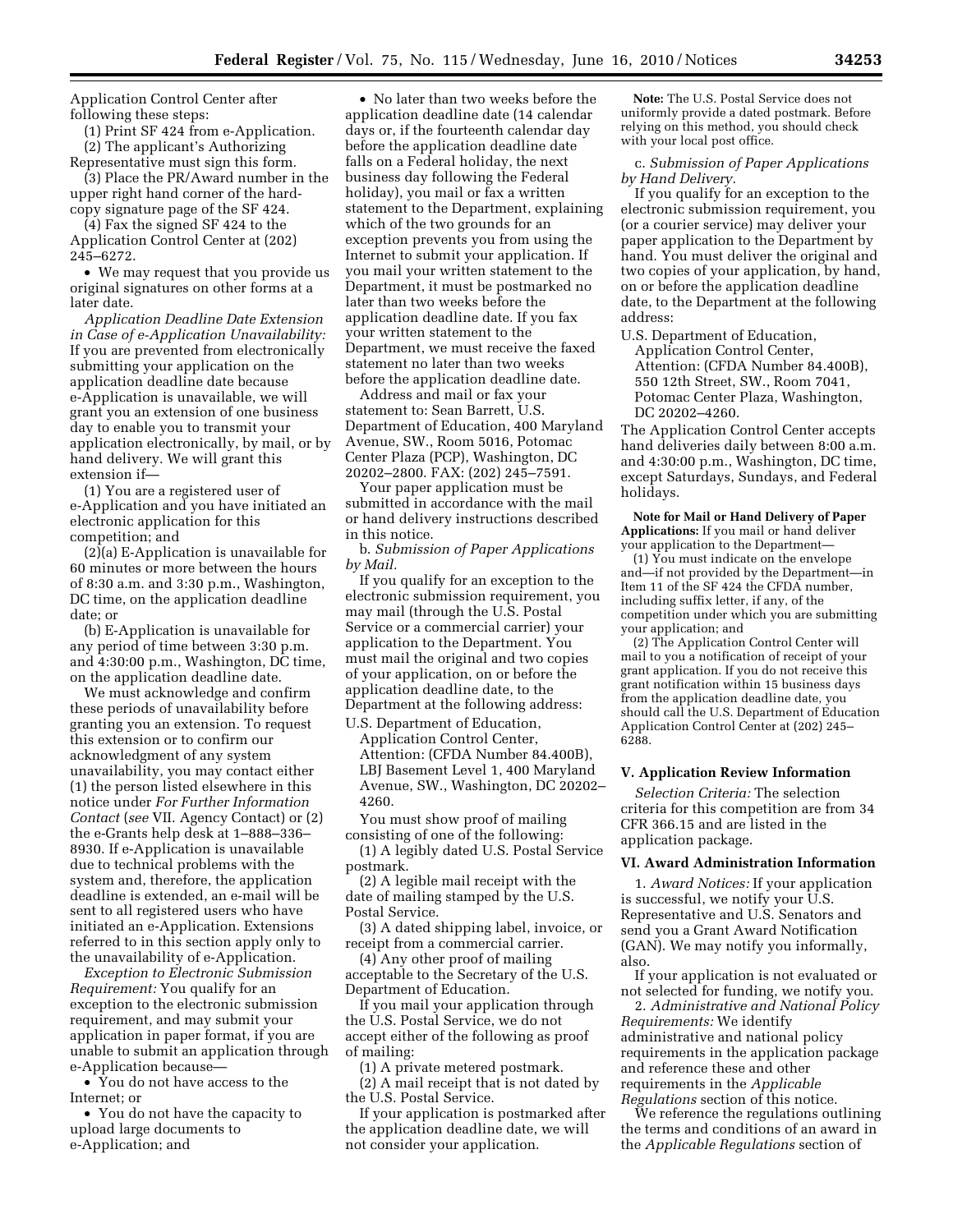Application Control Center after following these steps:

(1) Print SF 424 from e-Application.

(2) The applicant's Authorizing Representative must sign this form.

(3) Place the PR/Award number in the upper right hand corner of the hard-copy signature page of the SF 424.

(4) Fax the signed SF 424 to the Application Control Center at (202) 245–6272.

- We may request that you provide us original signatures on other forms at a later date.

*Application Deadline Date Extension in Case of e-Application Unavailability:* If you are prevented from electronically submitting your application on the application deadline date because e-Application is unavailable, we will grant you an extension of one business day to enable you to transmit your application electronically, by mail, or by hand delivery. We will grant this extension if—

(1) You are a registered user of e-Application and you have initiated an electronic application for this competition; and

(2)(a) E-Application is unavailable for 60 minutes or more between the hours of 8:30 a.m. and 3:30 p.m., Washington, DC time, on the application deadline date; or

(b) E-Application is unavailable for any period of time between 3:30 p.m. and 4:30:00 p.m., Washington, DC time, on the application deadline date.

We must acknowledge and confirm these periods of unavailability before granting you an extension. To request this extension or to confirm our acknowledgment of any system unavailability, you may contact either (1) the person listed elsewhere in this notice under *For Further Information Contact* (*see* VII. Agency Contact) or (2) the e-Grants help desk at 1–888–336–8930. If e-Application is unavailable due to technical problems with the system and, therefore, the application deadline is extended, an e-mail will be sent to all registered users who have initiated an e-Application. Extensions referred to in this section apply only to the unavailability of e-Application.

*Exception to Electronic Submission Requirement:* You qualify for an exception to the electronic submission requirement, and may submit your application in paper format, if you are unable to submit an application through e-Application because—

- You do not have access to the Internet; or
- You do not have the capacity to upload large documents to e-Application; and
- No later than two weeks before the application deadline date (14 calendar days or, if the fourteenth calendar day before the application deadline date falls on a Federal holiday, the next business day following the Federal holiday), you mail or fax a written statement to the Department, explaining which of the two grounds for an exception prevents you from using the Internet to submit your application. If you mail your written statement to the Department, it must be postmarked no later than two weeks before the application deadline date. If you fax your written statement to the Department, we must receive the faxed statement no later than two weeks before the application deadline date.

Address and mail or fax your statement to: Sean Barrett, U.S. Department of Education, 400 Maryland Avenue, SW., Room 5016, Potomac Center Plaza (PCP), Washington, DC 20202–2800. FAX: (202) 245–7591.

Your paper application must be submitted in accordance with the mail or hand delivery instructions described in this notice.

b. *Submission of Paper Applications by Mail.*

If you qualify for an exception to the electronic submission requirement, you may mail (through the U.S. Postal Service or a commercial carrier) your application to the Department. You must mail the original and two copies of your application, on or before the application deadline date, to the Department at the following address:

U.S. Department of Education, Application Control Center, Attention: (CFDA Number 84.400B), LBJ Basement Level 1, 400 Maryland Avenue, SW., Washington, DC 20202–4260.

You must show proof of mailing consisting of one of the following:

(1) A legibly dated U.S. Postal Service postmark.

(2) A legible mail receipt with the date of mailing stamped by the U.S. Postal Service.

(3) A dated shipping label, invoice, or receipt from a commercial carrier.

(4) Any other proof of mailing acceptable to the Secretary of the U.S. Department of Education.

If you mail your application through the U.S. Postal Service, we do not accept either of the following as proof of mailing:

(1) A private metered postmark.

(2) A mail receipt that is not dated by the U.S. Postal Service.

If your application is postmarked after the application deadline date, we will not consider your application.

**Note:** The U.S. Postal Service does not uniformly provide a dated postmark. Before relying on this method, you should check with your local post office.

c. *Submission of Paper Applications by Hand Delivery.*

If you qualify for an exception to the electronic submission requirement, you (or a courier service) may deliver your paper application to the Department by hand. You must deliver the original and two copies of your application, by hand, on or before the application deadline date, to the Department at the following address:

U.S. Department of Education, Application Control Center, Attention: (CFDA Number 84.400B), 550 12th Street, SW., Room 7041, Potomac Center Plaza, Washington, DC 20202–4260.

The Application Control Center accepts hand deliveries daily between 8:00 a.m. and 4:30:00 p.m., Washington, DC time, except Saturdays, Sundays, and Federal holidays.

**Note for Mail or Hand Delivery of Paper Applications:** If you mail or hand deliver your application to the Department—

(1) You must indicate on the envelope and—if not provided by the Department—in Item 11 of the SF 424 the CFDA number, including suffix letter, if any, of the competition under which you are submitting your application; and

(2) The Application Control Center will mail to you a notification of receipt of your grant application. If you do not receive this grant notification within 15 business days from the application deadline date, you should call the U.S. Department of Education Application Control Center at (202) 245–6288.

### V. Application Review Information

*Selection Criteria:* The selection criteria for this competition are from 34 CFR 366.15 and are listed in the application package.

### VI. Award Administration Information

1. *Award Notices:* If your application is successful, we notify your U.S. Representative and U.S. Senators and send you a Grant Award Notification (GAN). We may notify you informally, also.

If your application is not evaluated or not selected for funding, we notify you.

2. *Administrative and National Policy Requirements:* We identify administrative and national policy requirements in the application package and reference these and other requirements in the *Applicable Regulations* section of this notice.

We reference the regulations outlining the terms and conditions of an award in the *Applicable Regulations* section of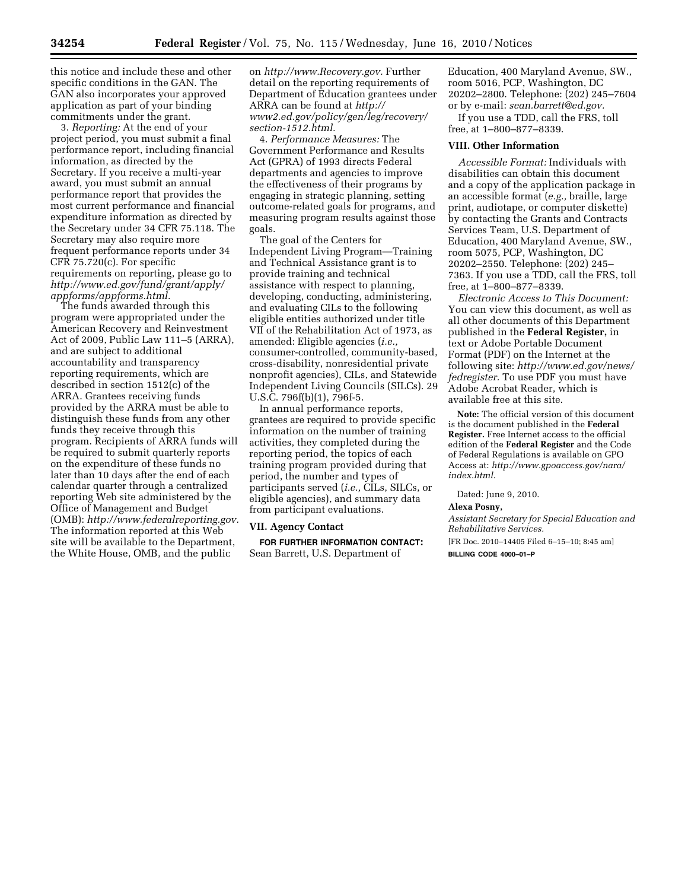this notice and include these and other specific conditions in the GAN. The GAN also incorporates your approved application as part of your binding commitments under the grant.

3. *Reporting:* At the end of your project period, you must submit a final performance report, including financial information, as directed by the Secretary. If you receive a multi-year award, you must submit an annual performance report that provides the most current performance and financial expenditure information as directed by the Secretary under 34 CFR 75.118. The Secretary may also require more frequent performance reports under 34 CFR 75.720(c). For specific requirements on reporting, please go to *http://www.ed.gov/fund/grant/apply/appforms/appforms.html.*

The funds awarded through this program were appropriated under the American Recovery and Reinvestment Act of 2009, Public Law 111–5 (ARRA), and are subject to additional accountability and transparency reporting requirements, which are described in section 1512(c) of the ARRA. Grantees receiving funds provided by the ARRA must be able to distinguish these funds from any other funds they receive through this program. Recipients of ARRA funds will be required to submit quarterly reports on the expenditure of these funds no later than 10 days after the end of each calendar quarter through a centralized reporting Web site administered by the Office of Management and Budget (OMB): *http://www.federalreporting.gov.* The information reported at this Web site will be available to the Department, the White House, OMB, and the public on *http://www.Recovery.gov.* Further detail on the reporting requirements of Department of Education grantees under ARRA can be found at *http://www2.ed.gov/policy/gen/leg/recovery/section-1512.html.*

4. *Performance Measures:* The Government Performance and Results Act (GPRA) of 1993 directs Federal departments and agencies to improve the effectiveness of their programs by engaging in strategic planning, setting outcome-related goals for programs, and measuring program results against those goals.

The goal of the Centers for Independent Living Program—Training and Technical Assistance grant is to provide training and technical assistance with respect to planning, developing, conducting, administering, and evaluating CILs to the following eligible entities authorized under title VII of the Rehabilitation Act of 1973, as amended: Eligible agencies (*i.e.,* consumer-controlled, community-based, cross-disability, nonresidential private nonprofit agencies), CILs, and Statewide Independent Living Councils (SILCs). 29 U.S.C. 796f(b)(1), 796f-5.

In annual performance reports, grantees are required to provide specific information on the number of training activities, they completed during the reporting period, the topics of each training program provided during that period, the number and types of participants served (*i.e.,* CILs, SILCs, or eligible agencies), and summary data from participant evaluations.

### VII. Agency Contact

**FOR FURTHER INFORMATION CONTACT:** Sean Barrett, U.S. Department of Education, 400 Maryland Avenue, SW., room 5016, PCP, Washington, DC 20202–2800. Telephone: (202) 245–7604 or by e-mail: *sean.barrett@ed.gov.*

If you use a TDD, call the FRS, toll free, at 1–800–877–8339.

### VIII. Other Information

*Accessible Format:* Individuals with disabilities can obtain this document and a copy of the application package in an accessible format (*e.g.,* braille, large print, audiotape, or computer diskette) by contacting the Grants and Contracts Services Team, U.S. Department of Education, 400 Maryland Avenue, SW., room 5075, PCP, Washington, DC 20202–2550. Telephone: (202) 245–7363. If you use a TDD, call the FRS, toll free, at 1–800–877–8339.

*Electronic Access to This Document:* You can view this document, as well as all other documents of this Department published in the **Federal Register,** in text or Adobe Portable Document Format (PDF) on the Internet at the following site: *http://www.ed.gov/news/fedregister.* To use PDF you must have Adobe Acrobat Reader, which is available free at this site.

**Note:** The official version of this document is the document published in the **Federal Register.** Free Internet access to the official edition of the **Federal Register** and the Code of Federal Regulations is available on GPO Access at: *http://www.gpoaccess.gov/nara/index.html.*

Dated: June 9, 2010.

**Alexa Posny,**

*Assistant Secretary for Special Education and Rehabilitative Services.*

[FR Doc. 2010–14405 Filed 6–15–10; 8:45 am]

**BILLING CODE 4000–01–P**